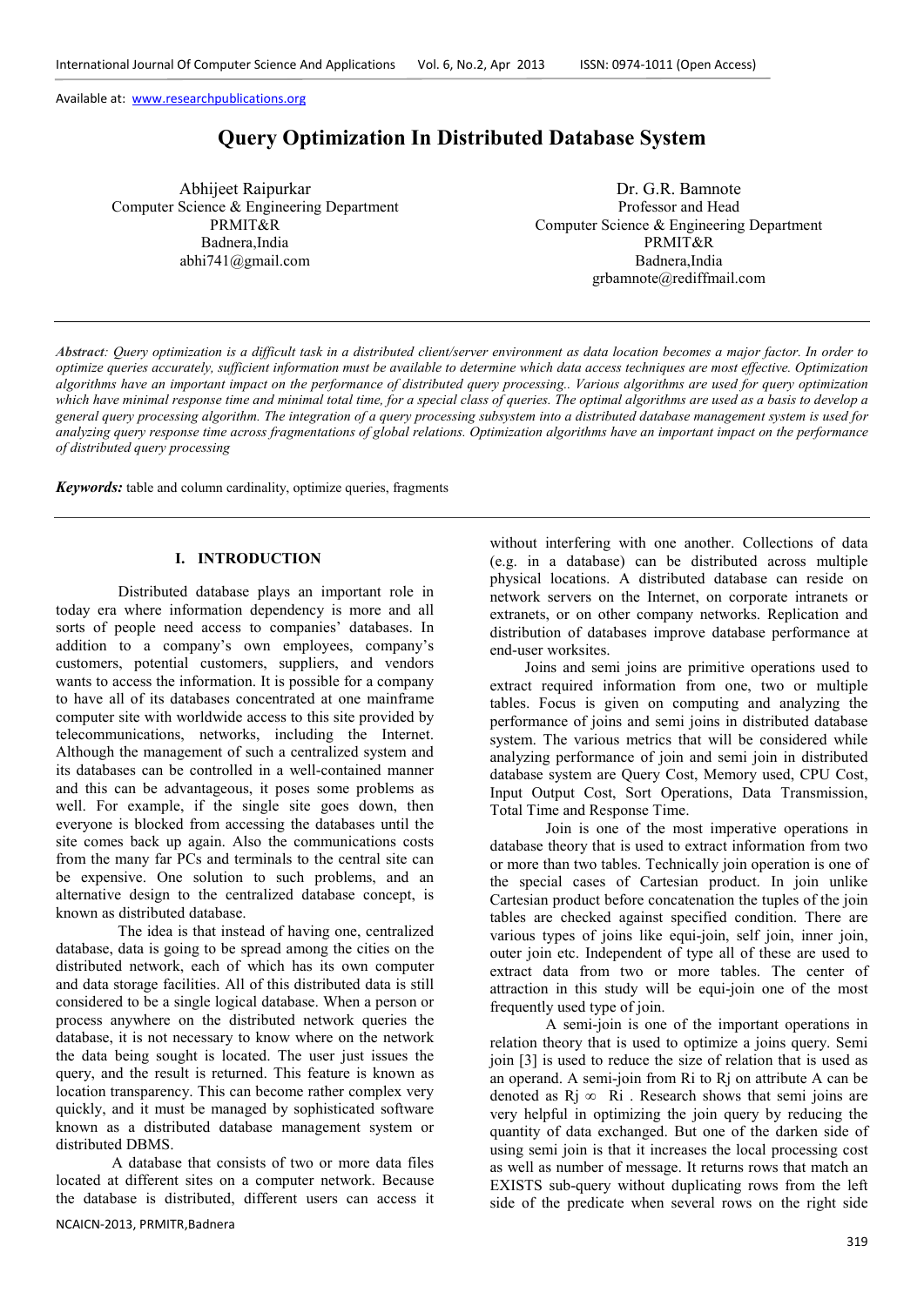Available at: www.researchpublications.org

# Query Optimization In Distributed Database System

Abhijeet Raipurkar
Computer Science & Engineering Department
PRMIT&R
Badnera,India
abhi741@gmail.com

Dr. G.R. Bamnote
Professor and Head
Computer Science & Engineering Department
PRMIT&R
Badnera,India
grbamnote@rediffmail.com

***Abstract**: Query optimization is a difficult task in a distributed client/server environment as data location becomes a major factor. In order to optimize queries accurately, sufficient information must be available to determine which data access techniques are most effective. Optimization algorithms have an important impact on the performance of distributed query processing.. Various algorithms are used for query optimization which have minimal response time and minimal total time, for a special class of queries. The optimal algorithms are used as a basis to develop a general query processing algorithm. The integration of a query processing subsystem into a distributed database management system is used for analyzing query response time across fragmentations of global relations. Optimization algorithms have an important impact on the performance of distributed query processing*

***Keywords:*** table and column cardinality, optimize queries, fragments

## I. INTRODUCTION

Distributed database plays an important role in today era where information dependency is more and all sorts of people need access to companies' databases. In addition to a company's own employees, company's customers, potential customers, suppliers, and vendors wants to access the information. It is possible for a company to have all of its databases concentrated at one mainframe computer site with worldwide access to this site provided by telecommunications, networks, including the Internet. Although the management of such a centralized system and its databases can be controlled in a well-contained manner and this can be advantageous, it poses some problems as well. For example, if the single site goes down, then everyone is blocked from accessing the databases until the site comes back up again. Also the communications costs from the many far PCs and terminals to the central site can be expensive. One solution to such problems, and an alternative design to the centralized database concept, is known as distributed database.

The idea is that instead of having one, centralized database, data is going to be spread among the cities on the distributed network, each of which has its own computer and data storage facilities. All of this distributed data is still considered to be a single logical database. When a person or process anywhere on the distributed network queries the database, it is not necessary to know where on the network the data being sought is located. The user just issues the query, and the result is returned. This feature is known as location transparency. This can become rather complex very quickly, and it must be managed by sophisticated software known as a distributed database management system or distributed DBMS.

A database that consists of two or more data files located at different sites on a computer network. Because the database is distributed, different users can access it without interfering with one another. Collections of data (e.g. in a database) can be distributed across multiple physical locations. A distributed database can reside on network servers on the Internet, on corporate intranets or extranets, or on other company networks. Replication and distribution of databases improve database performance at end-user worksites.

Joins and semi joins are primitive operations used to extract required information from one, two or multiple tables. Focus is given on computing and analyzing the performance of joins and semi joins in distributed database system. The various metrics that will be considered while analyzing performance of join and semi join in distributed database system are Query Cost, Memory used, CPU Cost, Input Output Cost, Sort Operations, Data Transmission, Total Time and Response Time.

Join is one of the most imperative operations in database theory that is used to extract information from two or more than two tables. Technically join operation is one of the special cases of Cartesian product. In join unlike Cartesian product before concatenation the tuples of the join tables are checked against specified condition. There are various types of joins like equi-join, self join, inner join, outer join etc. Independent of type all of these are used to extract data from two or more tables. The center of attraction in this study will be equi-join one of the most frequently used type of join.

A semi-join is one of the important operations in relation theory that is used to optimize a joins query. Semi join [3] is used to reduce the size of relation that is used as an operand. A semi-join from Ri to Rj on attribute A can be denoted as $R_j \infty\ R_i$ . Research shows that semi joins are very helpful in optimizing the join query by reducing the quantity of data exchanged. But one of the darken side of using semi join is that it increases the local processing cost as well as number of message. It returns rows that match an EXISTS sub-query without duplicating rows from the left side of the predicate when several rows on the right side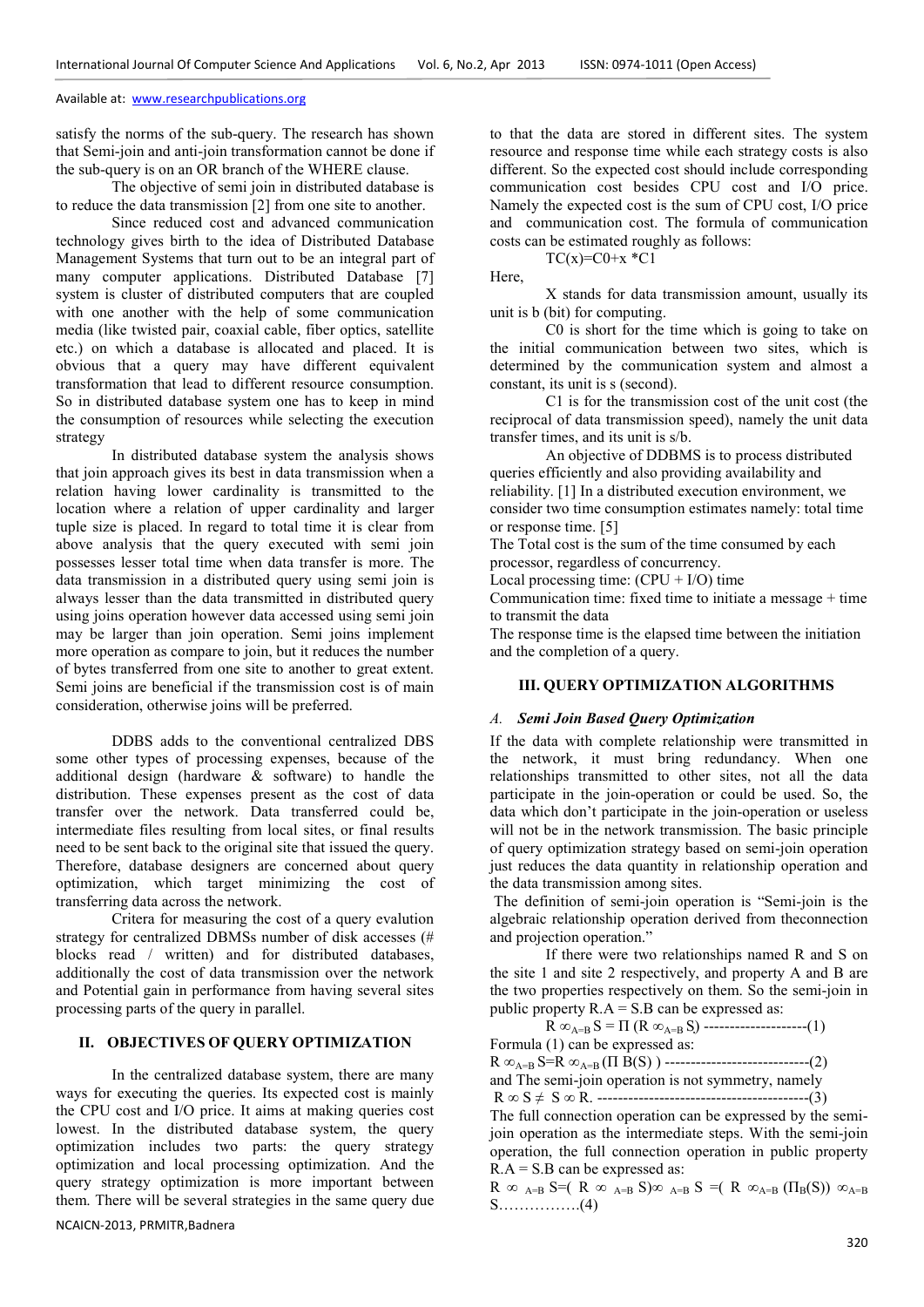satisfy the norms of the sub-query. The research has shown that Semi-join and anti-join transformation cannot be done if the sub-query is on an OR branch of the WHERE clause.

The objective of semi join in distributed database is to reduce the data transmission [2] from one site to another.

Since reduced cost and advanced communication technology gives birth to the idea of Distributed Database Management Systems that turn out to be an integral part of many computer applications. Distributed Database [7] system is cluster of distributed computers that are coupled with one another with the help of some communication media (like twisted pair, coaxial cable, fiber optics, satellite etc.) on which a database is allocated and placed. It is obvious that a query may have different equivalent transformation that lead to different resource consumption. So in distributed database system one has to keep in mind the consumption of resources while selecting the execution strategy

In distributed database system the analysis shows that join approach gives its best in data transmission when a relation having lower cardinality is transmitted to the location where a relation of upper cardinality and larger tuple size is placed. In regard to total time it is clear from above analysis that the query executed with semi join possesses lesser total time when data transfer is more. The data transmission in a distributed query using semi join is always lesser than the data transmitted in distributed query using joins operation however data accessed using semi join may be larger than join operation. Semi joins implement more operation as compare to join, but it reduces the number of bytes transferred from one site to another to great extent. Semi joins are beneficial if the transmission cost is of main consideration, otherwise joins will be preferred.

DDBS adds to the conventional centralized DBS some other types of processing expenses, because of the additional design (hardware & software) to handle the distribution. These expenses present as the cost of data transfer over the network. Data transferred could be, intermediate files resulting from local sites, or final results need to be sent back to the original site that issued the query. Therefore, database designers are concerned about query optimization, which target minimizing the cost of transferring data across the network.

Critera for measuring the cost of a query evalution strategy for centralized DBMSs number of disk accesses (# blocks read / written) and for distributed databases, additionally the cost of data transmission over the network and Potential gain in performance from having several sites processing parts of the query in parallel.

## II. OBJECTIVES OF QUERY OPTIMIZATION

In the centralized database system, there are many ways for executing the queries. Its expected cost is mainly the CPU cost and I/O price. It aims at making queries cost lowest. In the distributed database system, the query optimization includes two parts: the query strategy optimization and local processing optimization. And the query strategy optimization is more important between them. There will be several strategies in the same query due to that the data are stored in different sites. The system resource and response time while each strategy costs is also different. So the expected cost should include corresponding communication cost besides CPU cost and I/O price. Namely the expected cost is the sum of CPU cost, I/O price and communication cost. The formula of communication costs can be estimated roughly as follows:

$$TC(x)=C0+x*C1$$

Here,

X stands for data transmission amount, usually its unit is b (bit) for computing.

C0 is short for the time which is going to take on the initial communication between two sites, which is determined by the communication system and almost a constant, its unit is s (second).

C1 is for the transmission cost of the unit cost (the reciprocal of data transmission speed), namely the unit data transfer times, and its unit is s/b.

An objective of DDBMS is to process distributed queries efficiently and also providing availability and reliability. [1] In a distributed execution environment, we consider two time consumption estimates namely: total time or response time. [5]

The Total cost is the sum of the time consumed by each processor, regardless of concurrency.

Local processing time: (CPU + I/O) time

Communication time: fixed time to initiate a message + time to transmit the data

The response time is the elapsed time between the initiation and the completion of a query.

## III. QUERY OPTIMIZATION ALGORITHMS

### *A. Semi Join Based Query Optimization*

If the data with complete relationship were transmitted in the network, it must bring redundancy. When one relationships transmitted to other sites, not all the data participate in the join-operation or could be used. So, the data which don't participate in the join-operation or useless will not be in the network transmission. The basic principle of query optimization strategy based on semi-join operation just reduces the data quantity in relationship operation and the data transmission among sites.

The definition of semi-join operation is "Semi-join is the algebraic relationship operation derived from theconnection and projection operation."

If there were two relationships named R and S on the site 1 and site 2 respectively, and property A and B are the two properties respectively on them. So the semi-join in public property R.A = S.B can be expressed as:

$$R \propto_{A=B} S = \Pi\, (R \propto_{A=B} S) \text{ --------------------(1)}$$

Formula (1) can be expressed as:

$$R \propto_{A=B} S = R \propto_{A=B} (\Pi\, B(S)) \text{ ----------------------------(2)}$$

and The semi-join operation is not symmetry, namely

$$R \propto S \neq S \propto R. \text{ -----------------------------------------(3)}$$

The full connection operation can be expressed by the semi-join operation as the intermediate steps. With the semi-join operation, the full connection operation in public property R.A = S.B can be expressed as:

$$R \propto_{A=B} S = (R \propto_{A=B} S) \propto_{A=B} S = (R \propto_{A=B} (\Pi_B(S)) \propto_{A=B} S \ldots\ldots\ldots\ldots\ldots (4)$$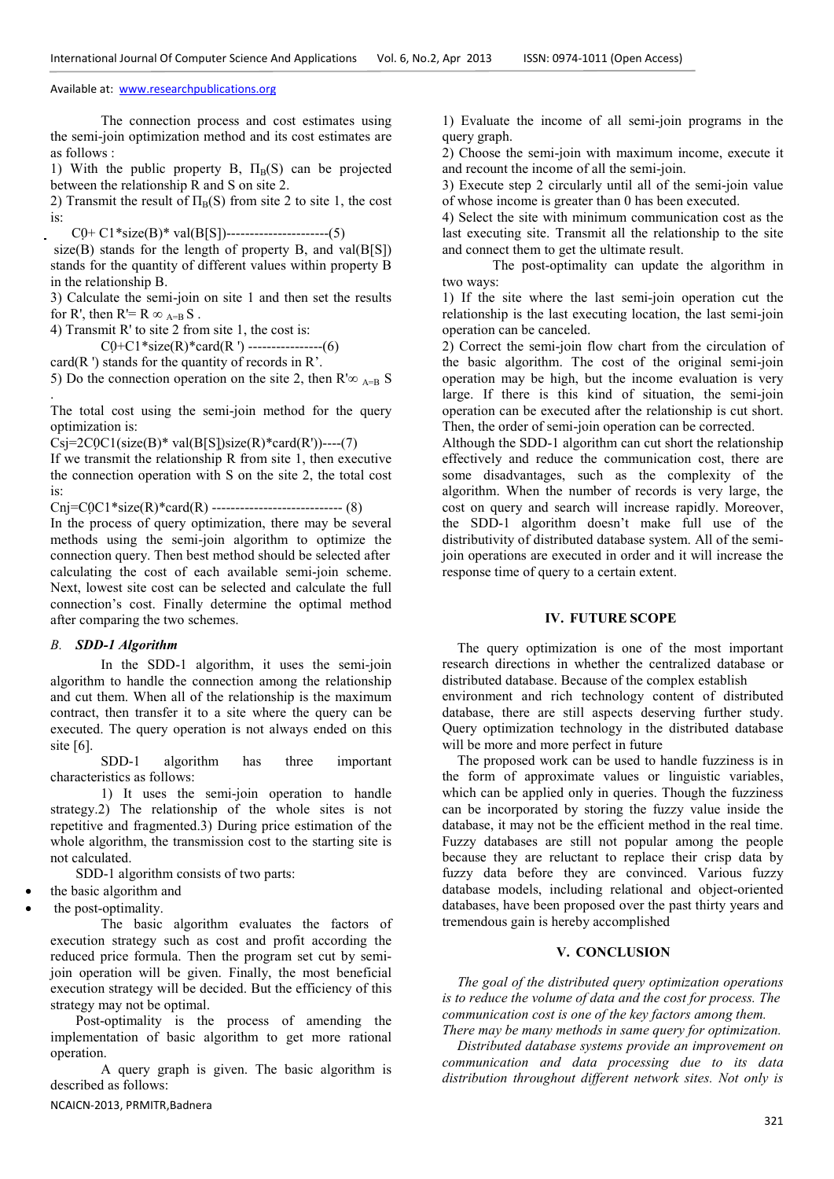The connection process and cost estimates using the semi-join optimization method and its cost estimates are as follows :

1) With the public property B, $\Pi_B(S)$ can be projected between the relationship R and S on site 2.
2) Transmit the result of $\Pi_B(S)$ from site 2 to site 1, the cost is:

C0+ C1*size(B)* val(B[S])----------------------(5)

size(B) stands for the length of property B, and val(B[S]) stands for the quantity of different values within property B in the relationship B.

3) Calculate the semi-join on site 1 and then set the results for R', then R'= R $\infty_{A=B}$ S .
4) Transmit R' to site 2 from site 1, the cost is:

C0+C1*size(R)*card(R ') ----------------(6)

card(R ') stands for the quantity of records in R'.

5) Do the connection operation on the site 2, then R'$\infty_{A=B}$ S .

The total cost using the semi-join method for the query optimization is:

Csj=2C0C1(size(B)* val(B[S])size(R)*card(R'))----(7)

If we transmit the relationship R from site 1, then executive the connection operation with S on the site 2, the total cost is:

Cnj=C0C1*size(R)*card(R) ---------------------------- (8)

In the process of query optimization, there may be several methods using the semi-join algorithm to optimize the connection query. Then best method should be selected after calculating the cost of each available semi-join scheme. Next, lowest site cost can be selected and calculate the full connection's cost. Finally determine the optimal method after comparing the two schemes.

### *B. SDD-1 Algorithm*

In the SDD-1 algorithm, it uses the semi-join algorithm to handle the connection among the relationship and cut them. When all of the relationship is the maximum contract, then transfer it to a site where the query can be executed. The query operation is not always ended on this site [6].

SDD-1 algorithm has three important characteristics as follows:

1) It uses the semi-join operation to handle strategy.2) The relationship of the whole sites is not repetitive and fragmented.3) During price estimation of the whole algorithm, the transmission cost to the starting site is not calculated.

SDD-1 algorithm consists of two parts:

- the basic algorithm and
- the post-optimality.

The basic algorithm evaluates the factors of execution strategy such as cost and profit according the reduced price formula. Then the program set cut by semi-join operation will be given. Finally, the most beneficial execution strategy will be decided. But the efficiency of this strategy may not be optimal.

Post-optimality is the process of amending the implementation of basic algorithm to get more rational operation.

A query graph is given. The basic algorithm is described as follows:

1) Evaluate the income of all semi-join programs in the query graph.
2) Choose the semi-join with maximum income, execute it and recount the income of all the semi-join.
3) Execute step 2 circularly until all of the semi-join value of whose income is greater than 0 has been executed.
4) Select the site with minimum communication cost as the last executing site. Transmit all the relationship to the site and connect them to get the ultimate result.

The post-optimality can update the algorithm in two ways:

1) If the site where the last semi-join operation cut the relationship is the last executing location, the last semi-join operation can be canceled.
2) Correct the semi-join flow chart from the circulation of the basic algorithm. The cost of the original semi-join operation may be high, but the income evaluation is very large. If there is this kind of situation, the semi-join operation can be executed after the relationship is cut short. Then, the order of semi-join operation can be corrected.

Although the SDD-1 algorithm can cut short the relationship effectively and reduce the communication cost, there are some disadvantages, such as the complexity of the algorithm. When the number of records is very large, the cost on query and search will increase rapidly. Moreover, the SDD-1 algorithm doesn't make full use of the distributivity of distributed database system. All of the semi-join operations are executed in order and it will increase the response time of query to a certain extent.

## IV. FUTURE SCOPE

The query optimization is one of the most important research directions in whether the centralized database or distributed database. Because of the complex establish environment and rich technology content of distributed database, there are still aspects deserving further study. Query optimization technology in the distributed database will be more and more perfect in future

The proposed work can be used to handle fuzziness is in the form of approximate values or linguistic variables, which can be applied only in queries. Though the fuzziness can be incorporated by storing the fuzzy value inside the database, it may not be the efficient method in the real time. Fuzzy databases are still not popular among the people because they are reluctant to replace their crisp data by fuzzy data before they are convinced. Various fuzzy database models, including relational and object-oriented databases, have been proposed over the past thirty years and tremendous gain is hereby accomplished

## V. CONCLUSION

*The goal of the distributed query optimization operations is to reduce the volume of data and the cost for process. The communication cost is one of the key factors among them. There may be many methods in same query for optimization.*

*Distributed database systems provide an improvement on communication and data processing due to its data distribution throughout different network sites. Not only is*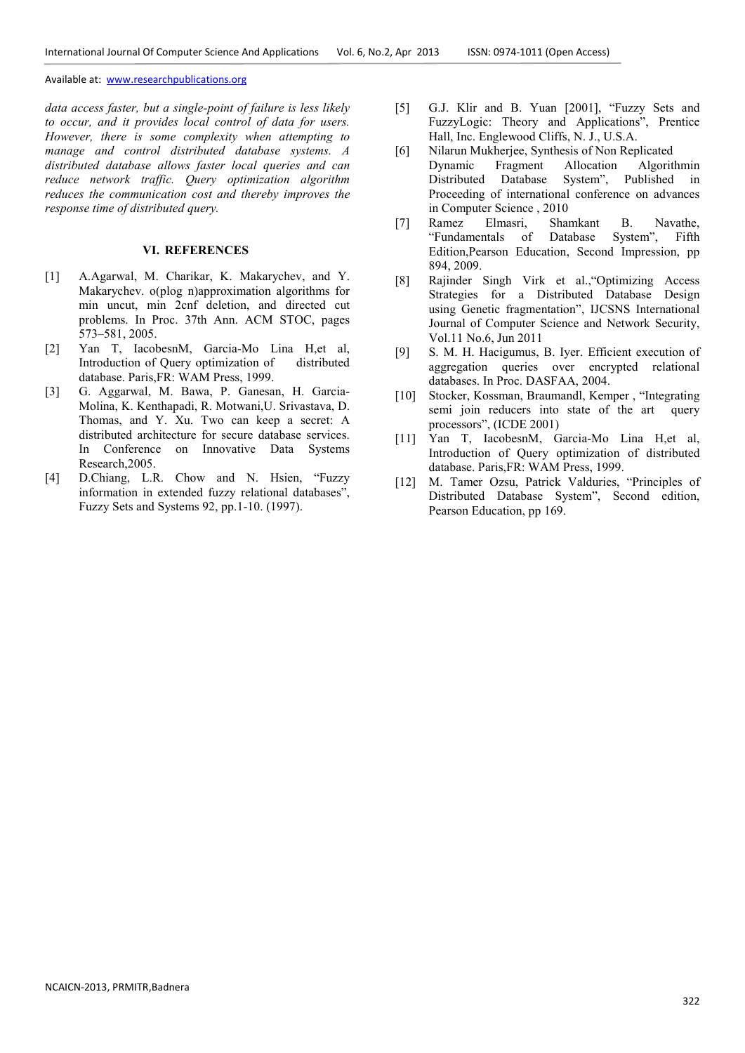*data access faster, but a single-point of failure is less likely to occur, and it provides local control of data for users. However, there is some complexity when attempting to manage and control distributed database systems. A distributed database allows faster local queries and can reduce network traffic. Query optimization algorithm reduces the communication cost and thereby improves the response time of distributed query.*

## VI. REFERENCES

[1] A.Agarwal, M. Charikar, K. Makarychev, and Y. Makarychev. o(plog n)approximation algorithms for min uncut, min 2cnf deletion, and directed cut problems. In Proc. 37th Ann. ACM STOC, pages 573–581, 2005.

[2] Yan T, IacobesnM, Garcia-Mo Lina H,et al, Introduction of Query optimization of distributed database. Paris,FR: WAM Press, 1999.

[3] G. Aggarwal, M. Bawa, P. Ganesan, H. Garcia-Molina, K. Kenthapadi, R. Motwani,U. Srivastava, D. Thomas, and Y. Xu. Two can keep a secret: A distributed architecture for secure database services. In Conference on Innovative Data Systems Research,2005.

[4] D.Chiang, L.R. Chow and N. Hsien, "Fuzzy information in extended fuzzy relational databases", Fuzzy Sets and Systems 92, pp.1-10. (1997).

[5] G.J. Klir and B. Yuan [2001], "Fuzzy Sets and FuzzyLogic: Theory and Applications", Prentice Hall, Inc. Englewood Cliffs, N. J., U.S.A.

[6] Nilarun Mukherjee, Synthesis of Non Replicated Dynamic Fragment Allocation Algorithmin Distributed Database System", Published in Proceeding of international conference on advances in Computer Science , 2010

[7] Ramez Elmasri, Shamkant B. Navathe, "Fundamentals of Database System", Fifth Edition,Pearson Education, Second Impression, pp 894, 2009.

[8] Rajinder Singh Virk et al.,"Optimizing Access Strategies for a Distributed Database Design using Genetic fragmentation", IJCSNS International Journal of Computer Science and Network Security, Vol.11 No.6, Jun 2011

[9] S. M. H. Hacigumus, B. Iyer. Efficient execution of aggregation queries over encrypted relational databases. In Proc. DASFAA, 2004.

[10] Stocker, Kossman, Braumandl, Kemper , "Integrating semi join reducers into state of the art query processors", (ICDE 2001)

[11] Yan T, IacobesnM, Garcia-Mo Lina H,et al, Introduction of Query optimization of distributed database. Paris,FR: WAM Press, 1999.

[12] M. Tamer Ozsu, Patrick Valduries, "Principles of Distributed Database System", Second edition, Pearson Education, pp 169.